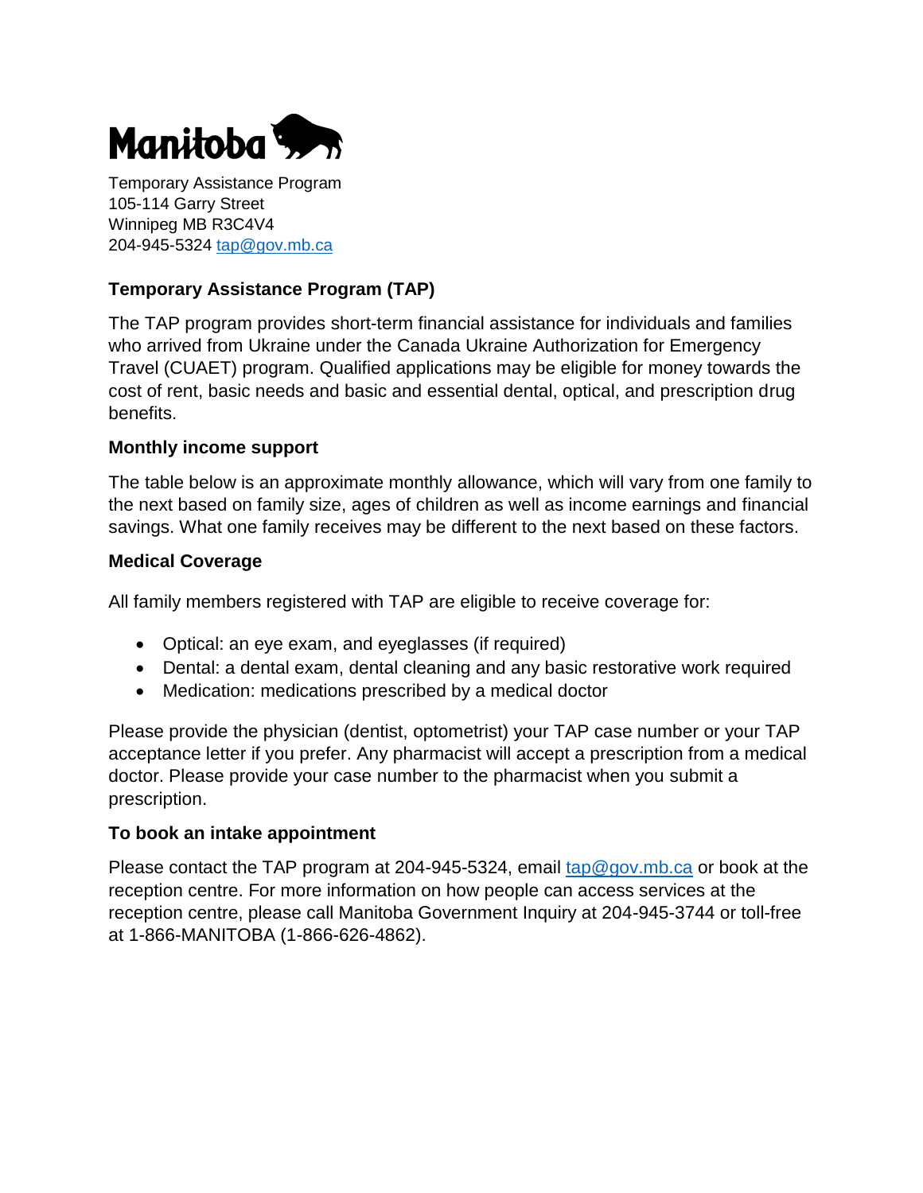Manitoba

Temporary Assistance Program
105-114 Garry Street
Winnipeg MB R3C4V4
204-945-5324 tap@gov.mb.ca

## Temporary Assistance Program (TAP)

The TAP program provides short-term financial assistance for individuals and families who arrived from Ukraine under the Canada Ukraine Authorization for Emergency Travel (CUAET) program. Qualified applications may be eligible for money towards the cost of rent, basic needs and basic and essential dental, optical, and prescription drug benefits.

### Monthly income support

The table below is an approximate monthly allowance, which will vary from one family to the next based on family size, ages of children as well as income earnings and financial savings. What one family receives may be different to the next based on these factors.

### Medical Coverage

All family members registered with TAP are eligible to receive coverage for:

- Optical: an eye exam, and eyeglasses (if required)
- Dental: a dental exam, dental cleaning and any basic restorative work required
- Medication: medications prescribed by a medical doctor

Please provide the physician (dentist, optometrist) your TAP case number or your TAP acceptance letter if you prefer. Any pharmacist will accept a prescription from a medical doctor. Please provide your case number to the pharmacist when you submit a prescription.

### To book an intake appointment

Please contact the TAP program at 204-945-5324, email tap@gov.mb.ca or book at the reception centre. For more information on how people can access services at the reception centre, please call Manitoba Government Inquiry at 204-945-3744 or toll-free at 1-866-MANITOBA (1-866-626-4862).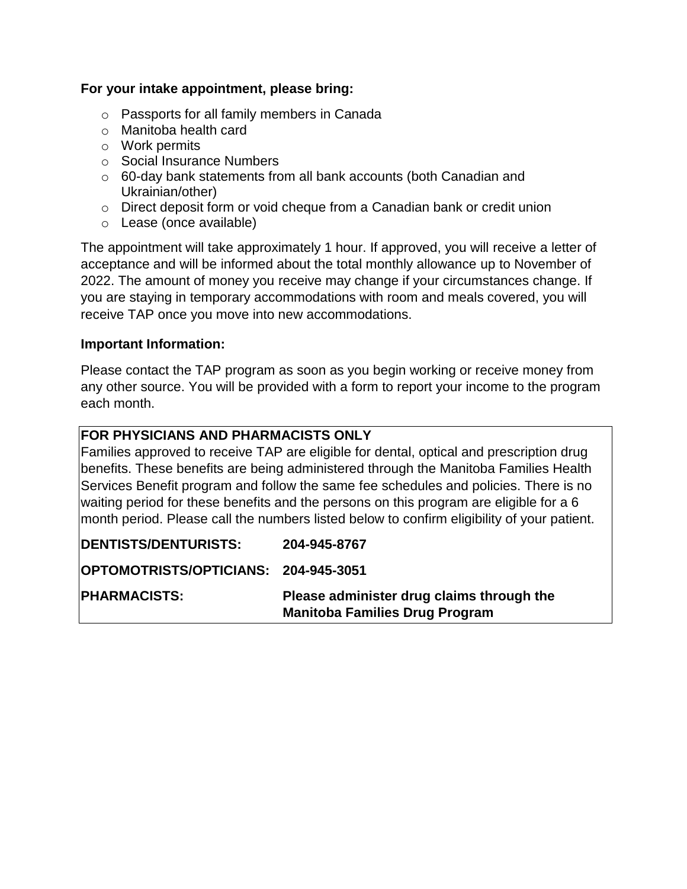**For your intake appointment, please bring:**

- Passports for all family members in Canada
- Manitoba health card
- Work permits
- Social Insurance Numbers
- 60-day bank statements from all bank accounts (both Canadian and Ukrainian/other)
- Direct deposit form or void cheque from a Canadian bank or credit union
- Lease (once available)

The appointment will take approximately 1 hour. If approved, you will receive a letter of acceptance and will be informed about the total monthly allowance up to November of 2022. The amount of money you receive may change if your circumstances change. If you are staying in temporary accommodations with room and meals covered, you will receive TAP once you move into new accommodations.

**Important Information:**

Please contact the TAP program as soon as you begin working or receive money from any other source. You will be provided with a form to report your income to the program each month.

**FOR PHYSICIANS AND PHARMACISTS ONLY**

Families approved to receive TAP are eligible for dental, optical and prescription drug benefits. These benefits are being administered through the Manitoba Families Health Services Benefit program and follow the same fee schedules and policies. There is no waiting period for these benefits and the persons on this program are eligible for a 6 month period. Please call the numbers listed below to confirm eligibility of your patient.

| | |
|---|---|
| **DENTISTS/DENTURISTS:** | **204-945-8767** |
| **OPTOMOTRISTS/OPTICIANS:** | **204-945-3051** |
| **PHARMACISTS:** | **Please administer drug claims through the Manitoba Families Drug Program** |